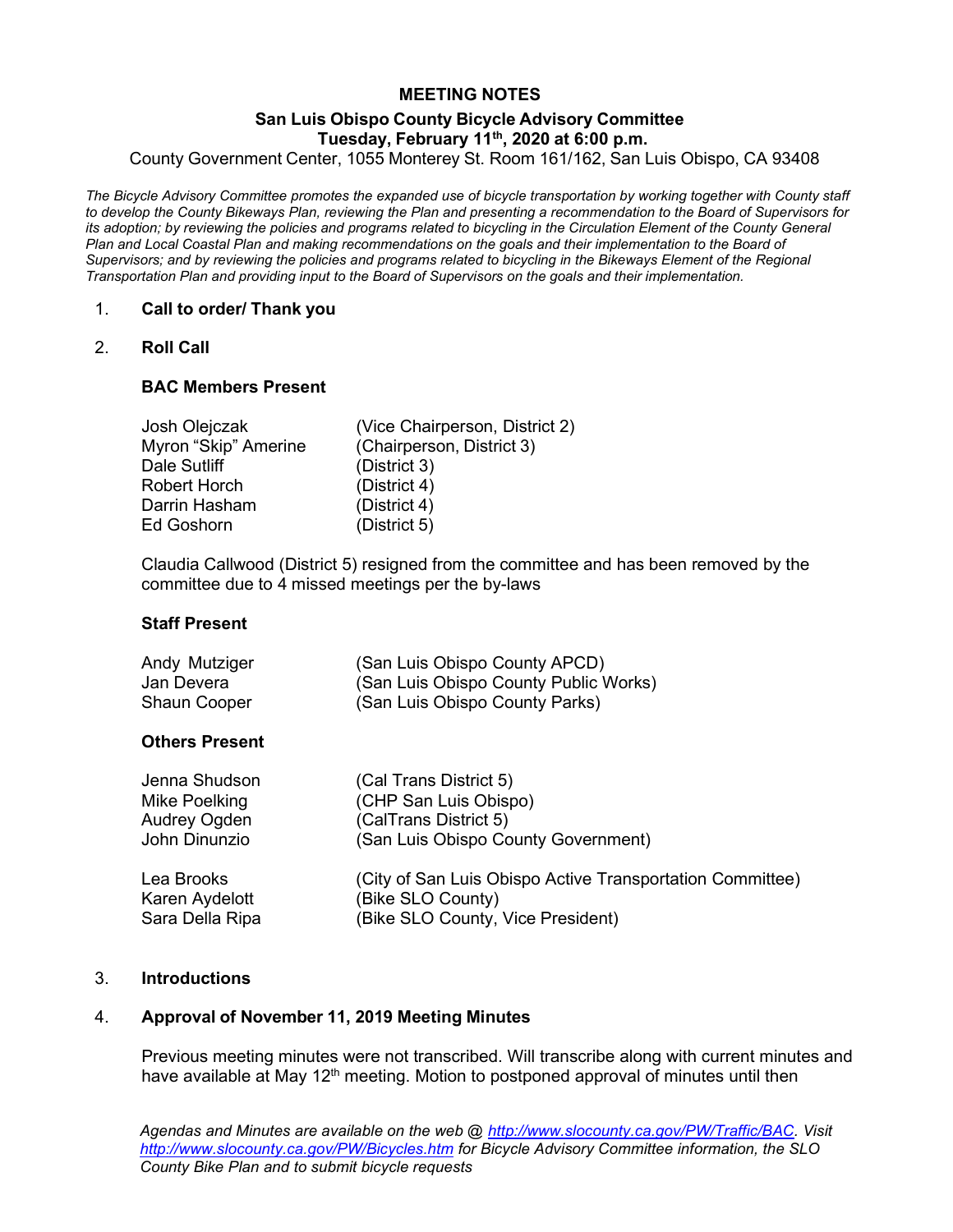# MEETING NOTES

## San Luis Obispo County Bicycle Advisory Committee

### Tuesday, February 11th, 2020 at 6:00 p.m.

County Government Center, 1055 Monterey St. Room 161/162, San Luis Obispo, CA 93408

*The Bicycle Advisory Committee promotes the expanded use of bicycle transportation by working together with County staff to develop the County Bikeways Plan, reviewing the Plan and presenting a recommendation to the Board of Supervisors for its adoption; by reviewing the policies and programs related to bicycling in the Circulation Element of the County General Plan and Local Coastal Plan and making recommendations on the goals and their implementation to the Board of Supervisors; and by reviewing the policies and programs related to bicycling in the Bikeways Element of the Regional Transportation Plan and providing input to the Board of Supervisors on the goals and their implementation.*

1. **Call to order/ Thank you**

2. **Roll Call**

   **BAC Members Present**

   | | |
   |---|---|
   | Josh Olejczak | (Vice Chairperson, District 2) |
   | Myron “Skip” Amerine | (Chairperson, District 3) |
   | Dale Sutliff | (District 3) |
   | Robert Horch | (District 4) |
   | Darrin Hasham | (District 4) |
   | Ed Goshorn | (District 5) |

   Claudia Callwood (District 5) resigned from the committee and has been removed by the committee due to 4 missed meetings per the by-laws

   **Staff Present**

   | | |
   |---|---|
   | Andy Mutziger | (San Luis Obispo County APCD) |
   | Jan Devera | (San Luis Obispo County Public Works) |
   | Shaun Cooper | (San Luis Obispo County Parks) |

   **Others Present**

   | | |
   |---|---|
   | Jenna Shudson | (Cal Trans District 5) |
   | Mike Poelking | (CHP San Luis Obispo) |
   | Audrey Ogden | (CalTrans District 5) |
   | John Dinunzio | (San Luis Obispo County Government) |
   | Lea Brooks | (City of San Luis Obispo Active Transportation Committee) |
   | Karen Aydelott | (Bike SLO County) |
   | Sara Della Ripa | (Bike SLO County, Vice President) |

3. **Introductions**

4. **Approval of November 11, 2019 Meeting Minutes**

   Previous meeting minutes were not transcribed. Will transcribe along with current minutes and have available at May 12th meeting. Motion to postponed approval of minutes until then

*Agendas and Minutes are available on the web @ http://www.slocounty.ca.gov/PW/Traffic/BAC. Visit http://www.slocounty.ca.gov/PW/Bicycles.htm for Bicycle Advisory Committee information, the SLO County Bike Plan and to submit bicycle requests*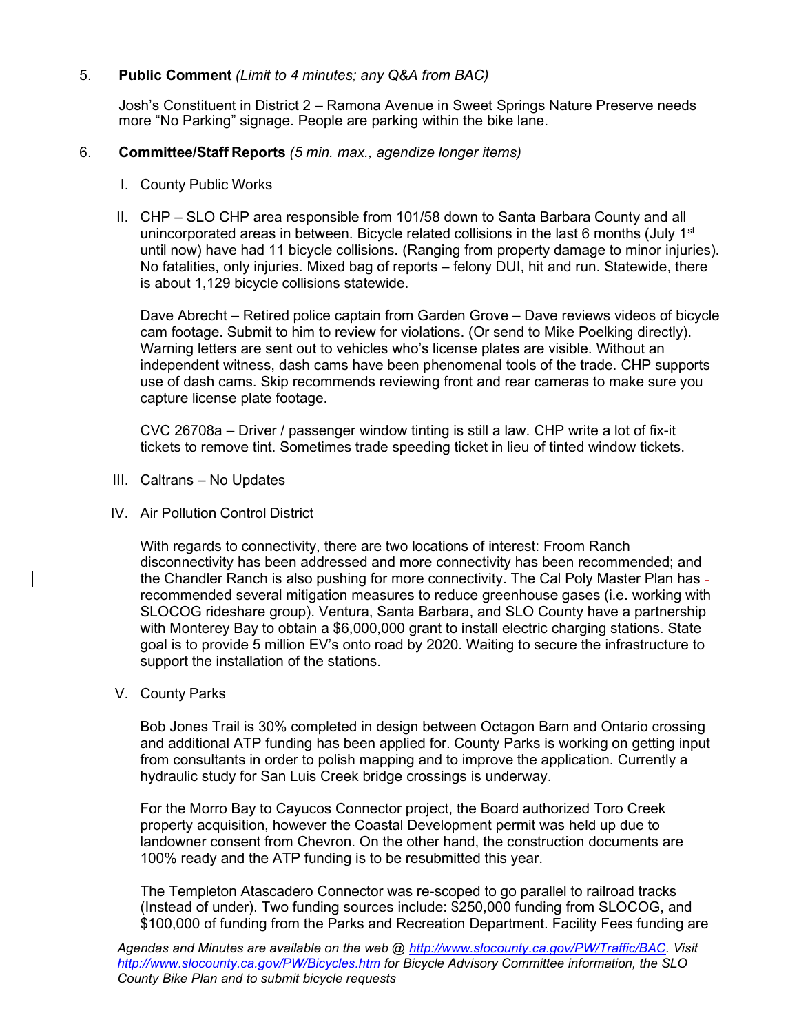5. **Public Comment** *(Limit to 4 minutes; any Q&A from BAC)*

   Josh's Constituent in District 2 – Ramona Avenue in Sweet Springs Nature Preserve needs more "No Parking" signage. People are parking within the bike lane.

6. **Committee/Staff Reports** *(5 min. max., agendize longer items)*

   I. County Public Works

   II. CHP – SLO CHP area responsible from 101/58 down to Santa Barbara County and all unincorporated areas in between. Bicycle related collisions in the last 6 months (July 1st until now) have had 11 bicycle collisions. (Ranging from property damage to minor injuries). No fatalities, only injuries. Mixed bag of reports – felony DUI, hit and run. Statewide, there is about 1,129 bicycle collisions statewide.

   Dave Abrecht – Retired police captain from Garden Grove – Dave reviews videos of bicycle cam footage. Submit to him to review for violations. (Or send to Mike Poelking directly). Warning letters are sent out to vehicles who's license plates are visible. Without an independent witness, dash cams have been phenomenal tools of the trade. CHP supports use of dash cams. Skip recommends reviewing front and rear cameras to make sure you capture license plate footage.

   CVC 26708a – Driver / passenger window tinting is still a law. CHP write a lot of fix-it tickets to remove tint. Sometimes trade speeding ticket in lieu of tinted window tickets.

   III. Caltrans – No Updates

   IV. Air Pollution Control District

   With regards to connectivity, there are two locations of interest: Froom Ranch disconnectivity has been addressed and more connectivity has been recommended; and the Chandler Ranch is also pushing for more connectivity. The Cal Poly Master Plan has recommended several mitigation measures to reduce greenhouse gases (i.e. working with SLOCOG rideshare group). Ventura, Santa Barbara, and SLO County have a partnership with Monterey Bay to obtain a $6,000,000 grant to install electric charging stations. State goal is to provide 5 million EV's onto road by 2020. Waiting to secure the infrastructure to support the installation of the stations.

   V. County Parks

   Bob Jones Trail is 30% completed in design between Octagon Barn and Ontario crossing and additional ATP funding has been applied for. County Parks is working on getting input from consultants in order to polish mapping and to improve the application. Currently a hydraulic study for San Luis Creek bridge crossings is underway.

   For the Morro Bay to Cayucos Connector project, the Board authorized Toro Creek property acquisition, however the Coastal Development permit was held up due to landowner consent from Chevron. On the other hand, the construction documents are 100% ready and the ATP funding is to be resubmitted this year.

   The Templeton Atascadero Connector was re-scoped to go parallel to railroad tracks (Instead of under). Two funding sources include: $250,000 funding from SLOCOG, and $100,000 of funding from the Parks and Recreation Department. Facility Fees funding are

*Agendas and Minutes are available on the web @ [http://www.slocounty.ca.gov/PW/Traffic/BAC](http://www.slocounty.ca.gov/PW/Traffic/BAC). Visit [http://www.slocounty.ca.gov/PW/Bicycles.htm](http://www.slocounty.ca.gov/PW/Bicycles.htm) for Bicycle Advisory Committee information, the SLO County Bike Plan and to submit bicycle requests*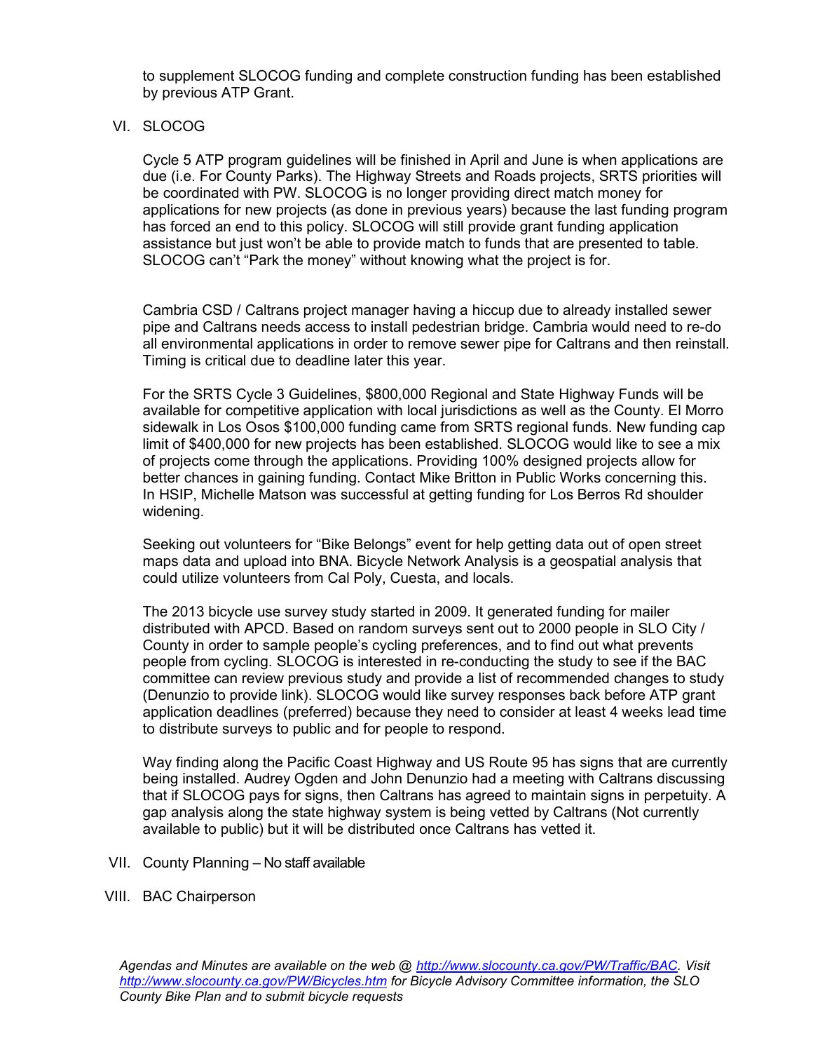to supplement SLOCOG funding and complete construction funding has been established by previous ATP Grant.

VI. SLOCOG

Cycle 5 ATP program guidelines will be finished in April and June is when applications are due (i.e. For County Parks). The Highway Streets and Roads projects, SRTS priorities will be coordinated with PW. SLOCOG is no longer providing direct match money for applications for new projects (as done in previous years) because the last funding program has forced an end to this policy. SLOCOG will still provide grant funding application assistance but just won't be able to provide match to funds that are presented to table. SLOCOG can't "Park the money" without knowing what the project is for.

Cambria CSD / Caltrans project manager having a hiccup due to already installed sewer pipe and Caltrans needs access to install pedestrian bridge. Cambria would need to re-do all environmental applications in order to remove sewer pipe for Caltrans and then reinstall. Timing is critical due to deadline later this year.

For the SRTS Cycle 3 Guidelines, $800,000 Regional and State Highway Funds will be available for competitive application with local jurisdictions as well as the County. El Morro sidewalk in Los Osos $100,000 funding came from SRTS regional funds. New funding cap limit of $400,000 for new projects has been established. SLOCOG would like to see a mix of projects come through the applications. Providing 100% designed projects allow for better chances in gaining funding. Contact Mike Britton in Public Works concerning this. In HSIP, Michelle Matson was successful at getting funding for Los Berros Rd shoulder widening.

Seeking out volunteers for "Bike Belongs" event for help getting data out of open street maps data and upload into BNA. Bicycle Network Analysis is a geospatial analysis that could utilize volunteers from Cal Poly, Cuesta, and locals.

The 2013 bicycle use survey study started in 2009. It generated funding for mailer distributed with APCD. Based on random surveys sent out to 2000 people in SLO City / County in order to sample people's cycling preferences, and to find out what prevents people from cycling. SLOCOG is interested in re-conducting the study to see if the BAC committee can review previous study and provide a list of recommended changes to study (Denunzio to provide link). SLOCOG would like survey responses back before ATP grant application deadlines (preferred) because they need to consider at least 4 weeks lead time to distribute surveys to public and for people to respond.

Way finding along the Pacific Coast Highway and US Route 95 has signs that are currently being installed. Audrey Ogden and John Denunzio had a meeting with Caltrans discussing that if SLOCOG pays for signs, then Caltrans has agreed to maintain signs in perpetuity. A gap analysis along the state highway system is being vetted by Caltrans (Not currently available to public) but it will be distributed once Caltrans has vetted it.

VII. County Planning – No staff available

VIII. BAC Chairperson

*Agendas and Minutes are available on the web @ [http://www.slocounty.ca.gov/PW/Traffic/BAC](http://www.slocounty.ca.gov/PW/Traffic/BAC). Visit [http://www.slocounty.ca.gov/PW/Bicycles.htm](http://www.slocounty.ca.gov/PW/Bicycles.htm) for Bicycle Advisory Committee information, the SLO County Bike Plan and to submit bicycle requests*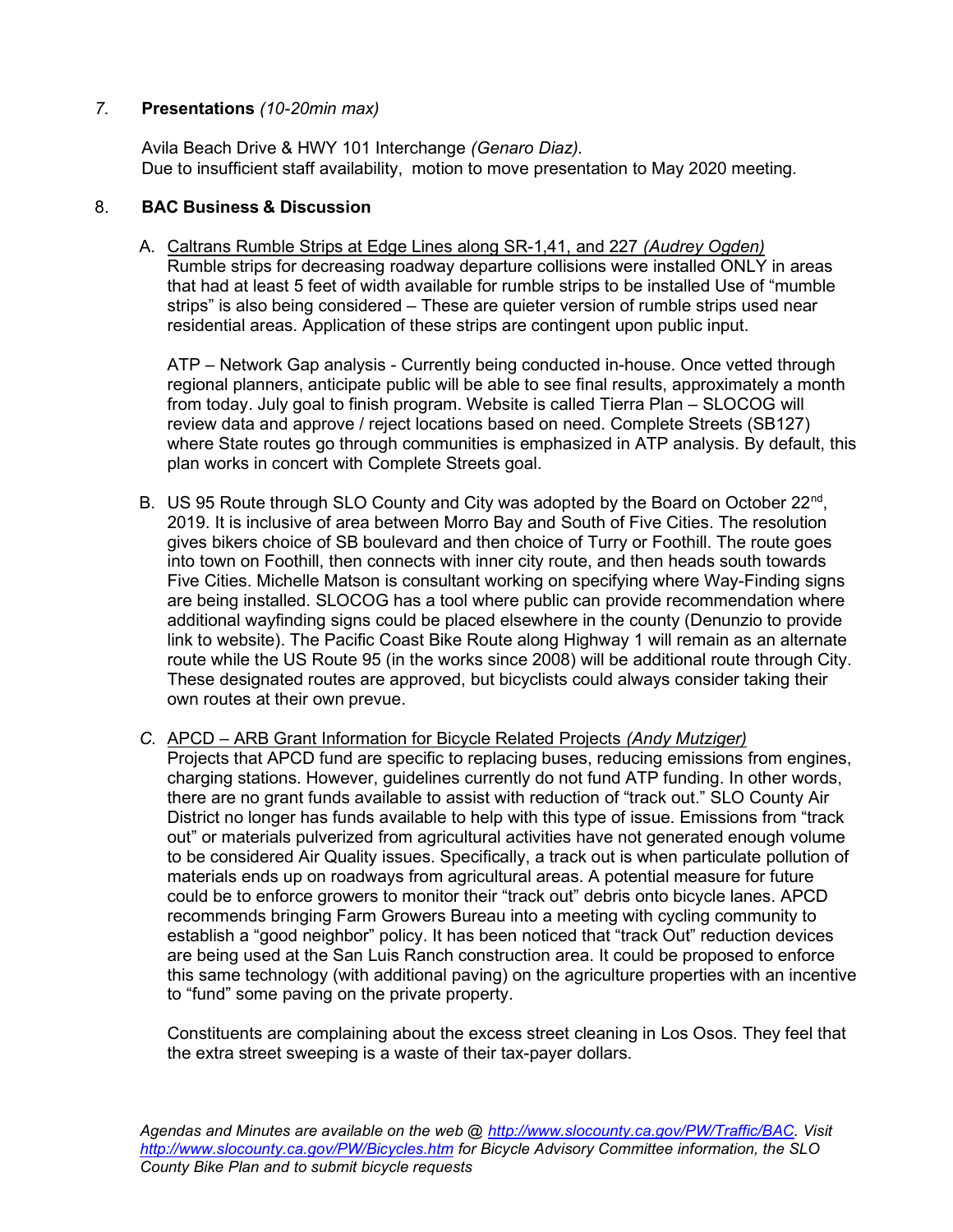*7.* **Presentations** *(10-20min max)*

Avila Beach Drive & HWY 101 Interchange *(Genaro Diaz).*
Due to insufficient staff availability, motion to move presentation to May 2020 meeting.

8. **BAC Business & Discussion**

A. Caltrans Rumble Strips at Edge Lines along SR-1,41, and 227 *(Audrey Ogden)*
Rumble strips for decreasing roadway departure collisions were installed ONLY in areas that had at least 5 feet of width available for rumble strips to be installed Use of "mumble strips" is also being considered – These are quieter version of rumble strips used near residential areas. Application of these strips are contingent upon public input.

ATP – Network Gap analysis - Currently being conducted in-house. Once vetted through regional planners, anticipate public will be able to see final results, approximately a month from today. July goal to finish program. Website is called Tierra Plan – SLOCOG will review data and approve / reject locations based on need. Complete Streets (SB127) where State routes go through communities is emphasized in ATP analysis. By default, this plan works in concert with Complete Streets goal.

B. US 95 Route through SLO County and City was adopted by the Board on October 22nd, 2019. It is inclusive of area between Morro Bay and South of Five Cities. The resolution gives bikers choice of SB boulevard and then choice of Turry or Foothill. The route goes into town on Foothill, then connects with inner city route, and then heads south towards Five Cities. Michelle Matson is consultant working on specifying where Way-Finding signs are being installed. SLOCOG has a tool where public can provide recommendation where additional wayfinding signs could be placed elsewhere in the county (Denunzio to provide link to website). The Pacific Coast Bike Route along Highway 1 will remain as an alternate route while the US Route 95 (in the works since 2008) will be additional route through City. These designated routes are approved, but bicyclists could always consider taking their own routes at their own prevue.

*C.* APCD – ARB Grant Information for Bicycle Related Projects *(Andy Mutziger)*
Projects that APCD fund are specific to replacing buses, reducing emissions from engines, charging stations. However, guidelines currently do not fund ATP funding. In other words, there are no grant funds available to assist with reduction of "track out." SLO County Air District no longer has funds available to help with this type of issue. Emissions from "track out" or materials pulverized from agricultural activities have not generated enough volume to be considered Air Quality issues. Specifically, a track out is when particulate pollution of materials ends up on roadways from agricultural areas. A potential measure for future could be to enforce growers to monitor their "track out" debris onto bicycle lanes. APCD recommends bringing Farm Growers Bureau into a meeting with cycling community to establish a "good neighbor" policy. It has been noticed that "track Out" reduction devices are being used at the San Luis Ranch construction area. It could be proposed to enforce this same technology (with additional paving) on the agriculture properties with an incentive to "fund" some paving on the private property.

Constituents are complaining about the excess street cleaning in Los Osos. They feel that the extra street sweeping is a waste of their tax-payer dollars.

*Agendas and Minutes are available on the web @ http://www.slocounty.ca.gov/PW/Traffic/BAC. Visit http://www.slocounty.ca.gov/PW/Bicycles.htm for Bicycle Advisory Committee information, the SLO County Bike Plan and to submit bicycle requests*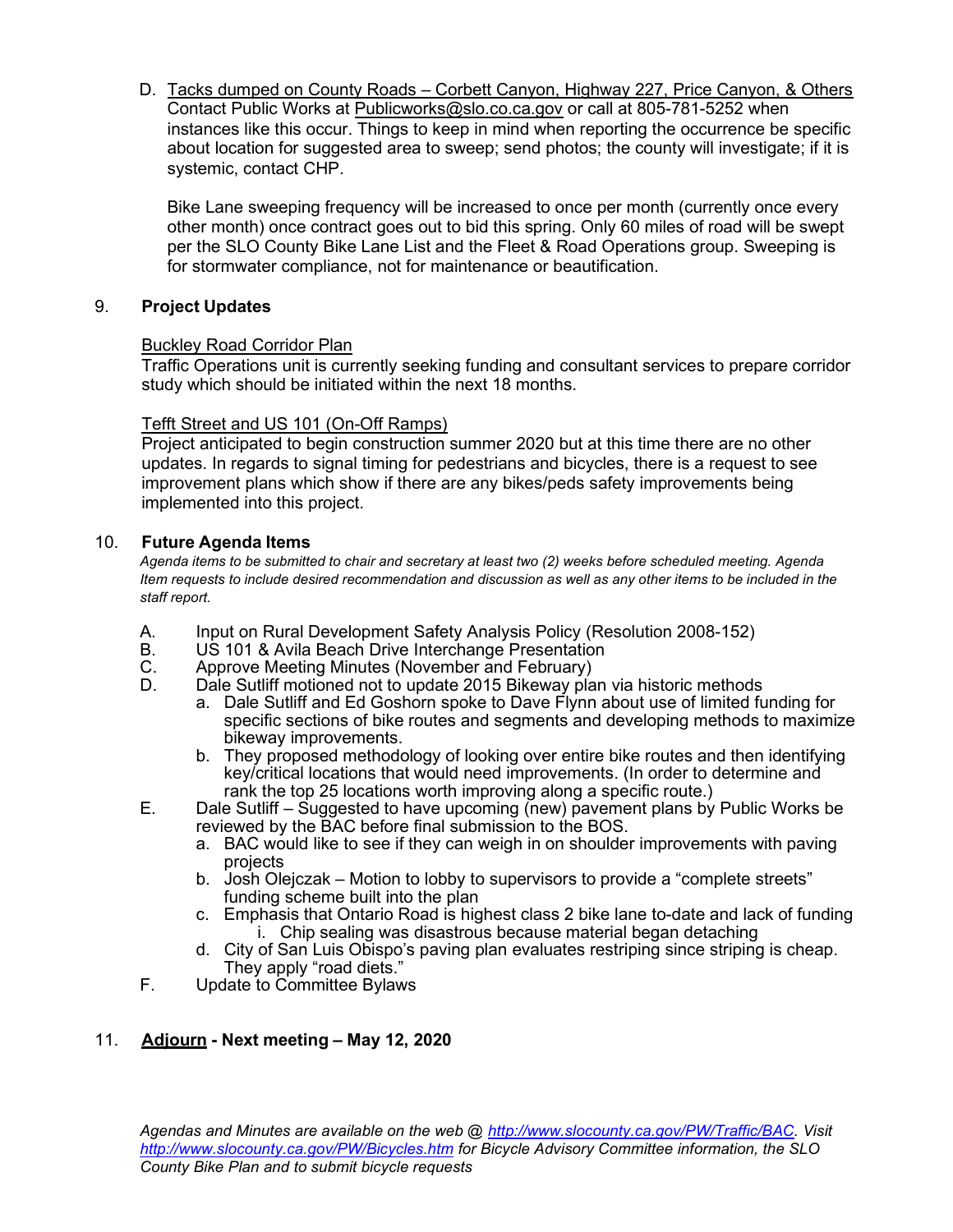D. Tacks dumped on County Roads – Corbett Canyon, Highway 227, Price Canyon, & Others
   Contact Public Works at Publicworks@slo.co.ca.gov or call at 805-781-5252 when instances like this occur. Things to keep in mind when reporting the occurrence be specific about location for suggested area to sweep; send photos; the county will investigate; if it is systemic, contact CHP.

   Bike Lane sweeping frequency will be increased to once per month (currently once every other month) once contract goes out to bid this spring. Only 60 miles of road will be swept per the SLO County Bike Lane List and the Fleet & Road Operations group. Sweeping is for stormwater compliance, not for maintenance or beautification.

9. **Project Updates**

   Buckley Road Corridor Plan
   Traffic Operations unit is currently seeking funding and consultant services to prepare corridor study which should be initiated within the next 18 months.

   Tefft Street and US 101 (On-Off Ramps)
   Project anticipated to begin construction summer 2020 but at this time there are no other updates. In regards to signal timing for pedestrians and bicycles, there is a request to see improvement plans which show if there are any bikes/peds safety improvements being implemented into this project.

10. **Future Agenda Items**
    *Agenda items to be submitted to chair and secretary at least two (2) weeks before scheduled meeting. Agenda Item requests to include desired recommendation and discussion as well as any other items to be included in the staff report.*

    A. Input on Rural Development Safety Analysis Policy (Resolution 2008-152)
    B. US 101 & Avila Beach Drive Interchange Presentation
    C. Approve Meeting Minutes (November and February)
    D. Dale Sutliff motioned not to update 2015 Bikeway plan via historic methods
       a. Dale Sutliff and Ed Goshorn spoke to Dave Flynn about use of limited funding for specific sections of bike routes and segments and developing methods to maximize bikeway improvements.
       b. They proposed methodology of looking over entire bike routes and then identifying key/critical locations that would need improvements. (In order to determine and rank the top 25 locations worth improving along a specific route.)
    E. Dale Sutliff – Suggested to have upcoming (new) pavement plans by Public Works be reviewed by the BAC before final submission to the BOS.
       a. BAC would like to see if they can weigh in on shoulder improvements with paving projects
       b. Josh Olejczak – Motion to lobby to supervisors to provide a "complete streets" funding scheme built into the plan
       c. Emphasis that Ontario Road is highest class 2 bike lane to-date and lack of funding
          i. Chip sealing was disastrous because material began detaching
       d. City of San Luis Obispo's paving plan evaluates restriping since striping is cheap. They apply "road diets."
    F. Update to Committee Bylaws

11. **Adjourn - Next meeting – May 12, 2020**

*Agendas and Minutes are available on the web @ http://www.slocounty.ca.gov/PW/Traffic/BAC. Visit http://www.slocounty.ca.gov/PW/Bicycles.htm for Bicycle Advisory Committee information, the SLO County Bike Plan and to submit bicycle requests*